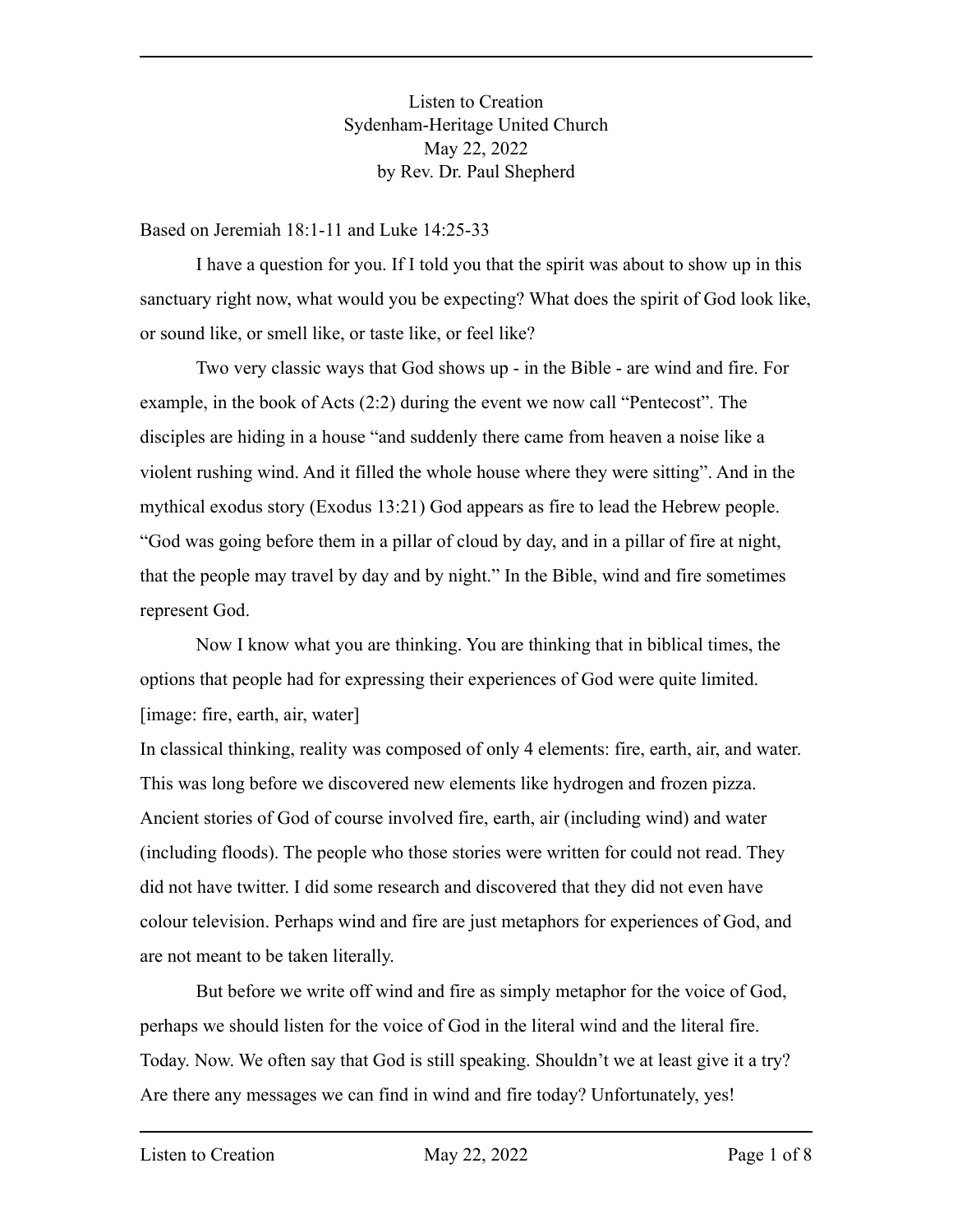Listen to Creation
Sydenham-Heritage United Church
May 22, 2022
by Rev. Dr. Paul Shepherd

Based on Jeremiah 18:1-11 and Luke 14:25-33

I have a question for you. If I told you that the spirit was about to show up in this sanctuary right now, what would you be expecting? What does the spirit of God look like, or sound like, or smell like, or taste like, or feel like?

Two very classic ways that God shows up - in the Bible - are wind and fire. For example, in the book of Acts (2:2) during the event we now call "Pentecost". The disciples are hiding in a house "and suddenly there came from heaven a noise like a violent rushing wind. And it filled the whole house where they were sitting". And in the mythical exodus story (Exodus 13:21) God appears as fire to lead the Hebrew people. "God was going before them in a pillar of cloud by day, and in a pillar of fire at night, that the people may travel by day and by night." In the Bible, wind and fire sometimes represent God.

Now I know what you are thinking. You are thinking that in biblical times, the options that people had for expressing their experiences of God were quite limited. [image: fire, earth, air, water]
In classical thinking, reality was composed of only 4 elements: fire, earth, air, and water. This was long before we discovered new elements like hydrogen and frozen pizza. Ancient stories of God of course involved fire, earth, air (including wind) and water (including floods). The people who those stories were written for could not read. They did not have twitter. I did some research and discovered that they did not even have colour television. Perhaps wind and fire are just metaphors for experiences of God, and are not meant to be taken literally.

But before we write off wind and fire as simply metaphor for the voice of God, perhaps we should listen for the voice of God in the literal wind and the literal fire. Today. Now. We often say that God is still speaking. Shouldn't we at least give it a try? Are there any messages we can find in wind and fire today? Unfortunately, yes!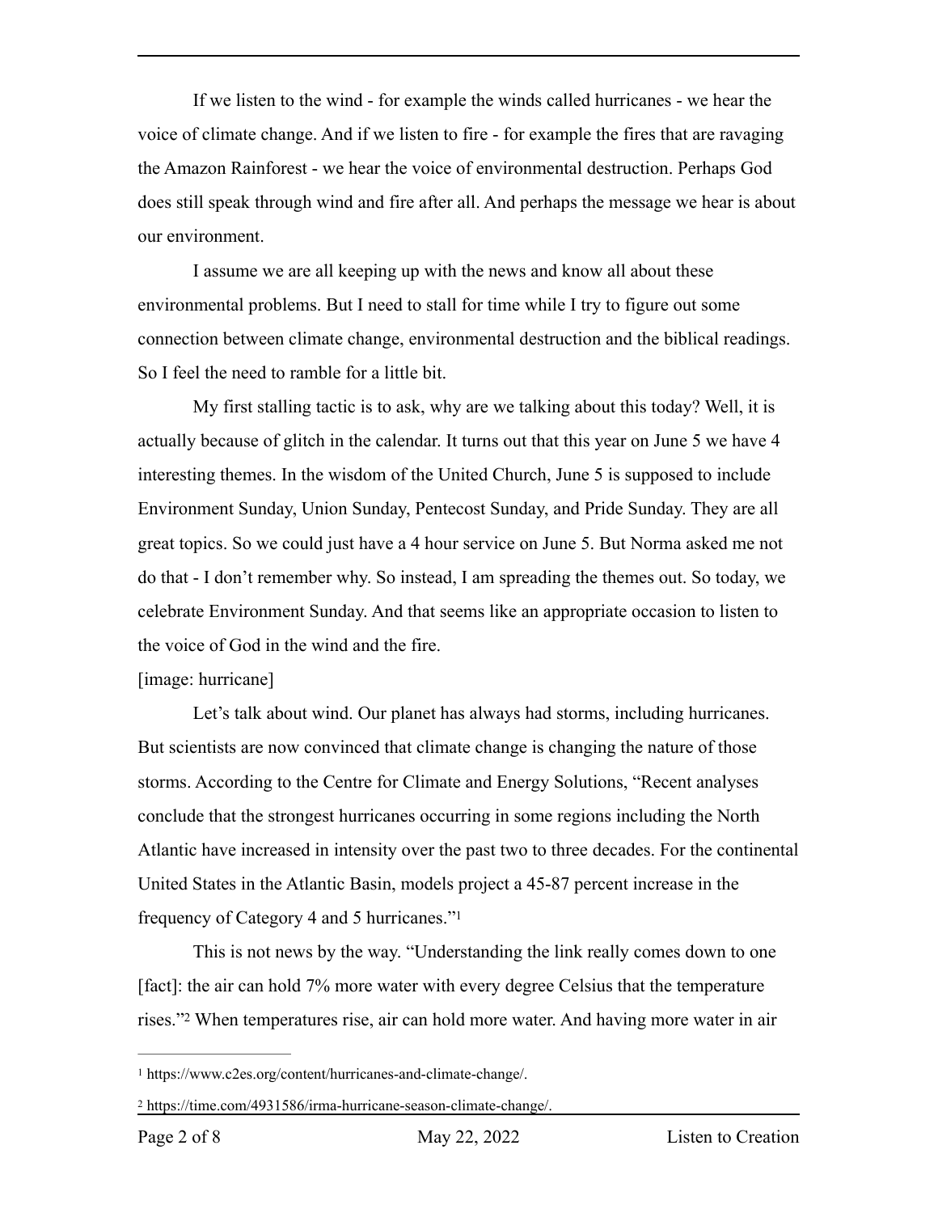If we listen to the wind - for example the winds called hurricanes - we hear the voice of climate change. And if we listen to fire - for example the fires that are ravaging the Amazon Rainforest - we hear the voice of environmental destruction. Perhaps God does still speak through wind and fire after all. And perhaps the message we hear is about our environment.

I assume we are all keeping up with the news and know all about these environmental problems. But I need to stall for time while I try to figure out some connection between climate change, environmental destruction and the biblical readings. So I feel the need to ramble for a little bit.

My first stalling tactic is to ask, why are we talking about this today? Well, it is actually because of glitch in the calendar. It turns out that this year on June 5 we have 4 interesting themes. In the wisdom of the United Church, June 5 is supposed to include Environment Sunday, Union Sunday, Pentecost Sunday, and Pride Sunday. They are all great topics. So we could just have a 4 hour service on June 5. But Norma asked me not do that - I don't remember why. So instead, I am spreading the themes out. So today, we celebrate Environment Sunday. And that seems like an appropriate occasion to listen to the voice of God in the wind and the fire.

[image: hurricane]

Let's talk about wind. Our planet has always had storms, including hurricanes. But scientists are now convinced that climate change is changing the nature of those storms. According to the Centre for Climate and Energy Solutions, "Recent analyses conclude that the strongest hurricanes occurring in some regions including the North Atlantic have increased in intensity over the past two to three decades. For the continental United States in the Atlantic Basin, models project a 45-87 percent increase in the frequency of Category 4 and 5 hurricanes."[1]

This is not news by the way. "Understanding the link really comes down to one [fact]: the air can hold 7% more water with every degree Celsius that the temperature rises."[2] When temperatures rise, air can hold more water. And having more water in air

---

[1] https://www.c2es.org/content/hurricanes-and-climate-change/.

[2] https://time.com/4931586/irma-hurricane-season-climate-change/.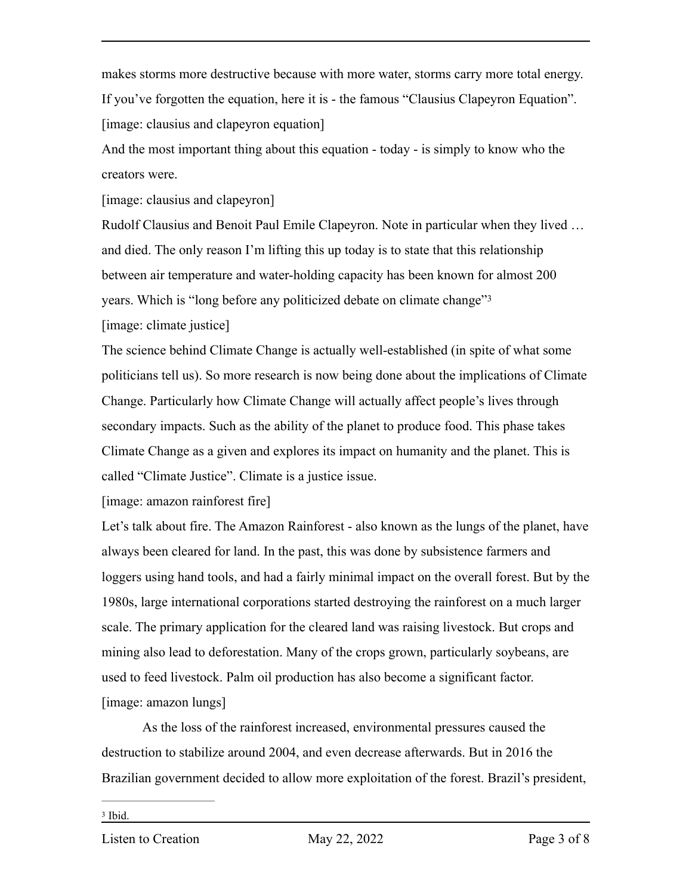makes storms more destructive because with more water, storms carry more total energy. If you've forgotten the equation, here it is - the famous "Clausius Clapeyron Equation".

[image: clausius and clapeyron equation]

And the most important thing about this equation - today - is simply to know who the creators were.

[image: clausius and clapeyron]

Rudolf Clausius and Benoit Paul Emile Clapeyron. Note in particular when they lived … and died. The only reason I'm lifting this up today is to state that this relationship between air temperature and water-holding capacity has been known for almost 200 years. Which is "long before any politicized debate on climate change"[3]

[image: climate justice]

The science behind Climate Change is actually well-established (in spite of what some politicians tell us). So more research is now being done about the implications of Climate Change. Particularly how Climate Change will actually affect people's lives through secondary impacts. Such as the ability of the planet to produce food. This phase takes Climate Change as a given and explores its impact on humanity and the planet. This is called "Climate Justice". Climate is a justice issue.

[image: amazon rainforest fire]

Let's talk about fire. The Amazon Rainforest - also known as the lungs of the planet, have always been cleared for land. In the past, this was done by subsistence farmers and loggers using hand tools, and had a fairly minimal impact on the overall forest. But by the 1980s, large international corporations started destroying the rainforest on a much larger scale. The primary application for the cleared land was raising livestock. But crops and mining also lead to deforestation. Many of the crops grown, particularly soybeans, are used to feed livestock. Palm oil production has also become a significant factor.

[image: amazon lungs]

As the loss of the rainforest increased, environmental pressures caused the destruction to stabilize around 2004, and even decrease afterwards. But in 2016 the Brazilian government decided to allow more exploitation of the forest. Brazil's president,

[3] Ibid.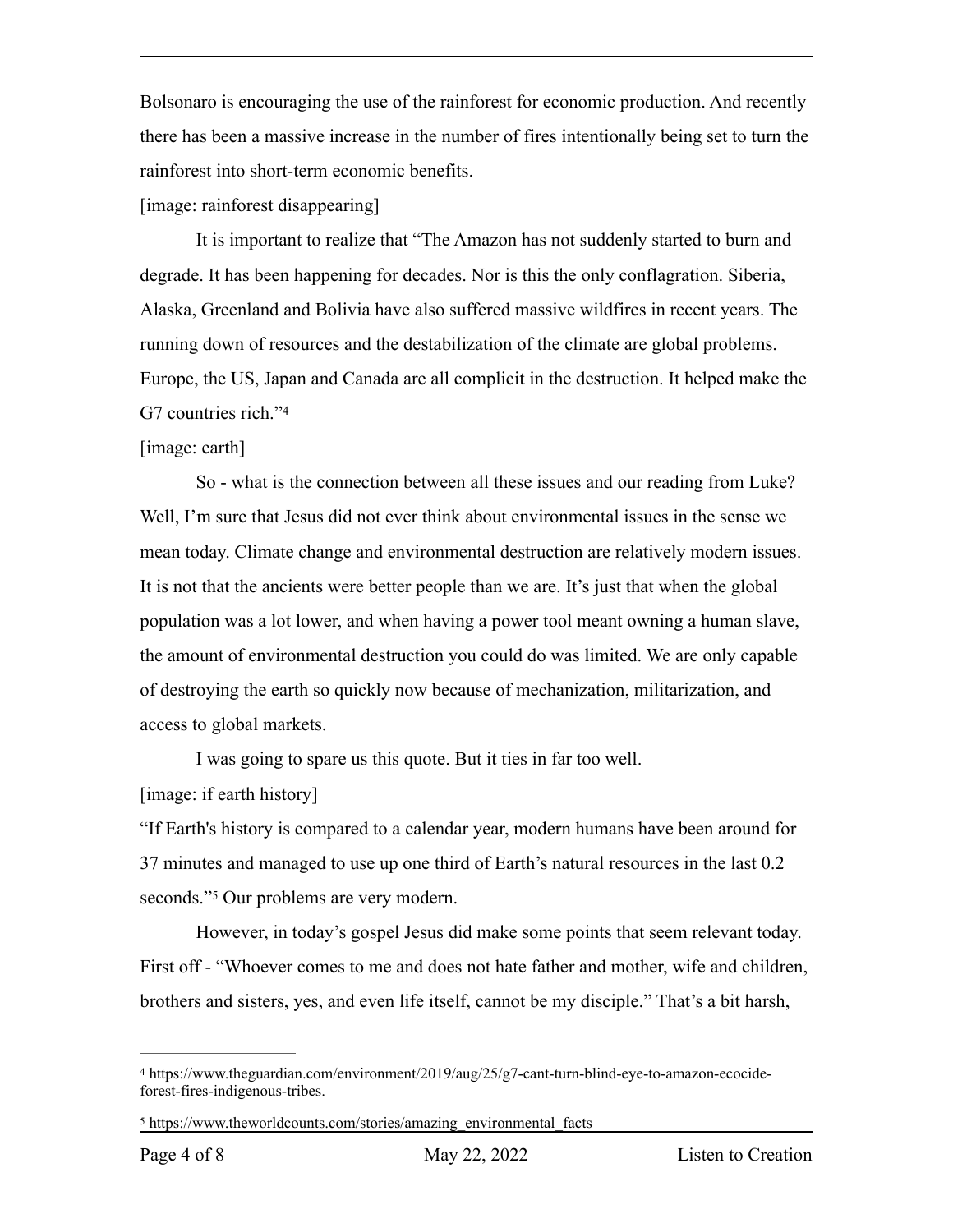Bolsonaro is encouraging the use of the rainforest for economic production. And recently there has been a massive increase in the number of fires intentionally being set to turn the rainforest into short-term economic benefits.

[image: rainforest disappearing]

It is important to realize that "The Amazon has not suddenly started to burn and degrade. It has been happening for decades. Nor is this the only conflagration. Siberia, Alaska, Greenland and Bolivia have also suffered massive wildfires in recent years. The running down of resources and the destabilization of the climate are global problems. Europe, the US, Japan and Canada are all complicit in the destruction. It helped make the G7 countries rich."[4]

[image: earth]

So - what is the connection between all these issues and our reading from Luke? Well, I'm sure that Jesus did not ever think about environmental issues in the sense we mean today. Climate change and environmental destruction are relatively modern issues. It is not that the ancients were better people than we are. It's just that when the global population was a lot lower, and when having a power tool meant owning a human slave, the amount of environmental destruction you could do was limited. We are only capable of destroying the earth so quickly now because of mechanization, militarization, and access to global markets.

I was going to spare us this quote. But it ties in far too well.

[image: if earth history]

"If Earth's history is compared to a calendar year, modern humans have been around for 37 minutes and managed to use up one third of Earth's natural resources in the last 0.2 seconds."[5] Our problems are very modern.

However, in today's gospel Jesus did make some points that seem relevant today. First off - "Whoever comes to me and does not hate father and mother, wife and children, brothers and sisters, yes, and even life itself, cannot be my disciple." That's a bit harsh,

---

[4] https://www.theguardian.com/environment/2019/aug/25/g7-cant-turn-blind-eye-to-amazon-ecocide-forest-fires-indigenous-tribes.

[5] https://www.theworldcounts.com/stories/amazing_environmental_facts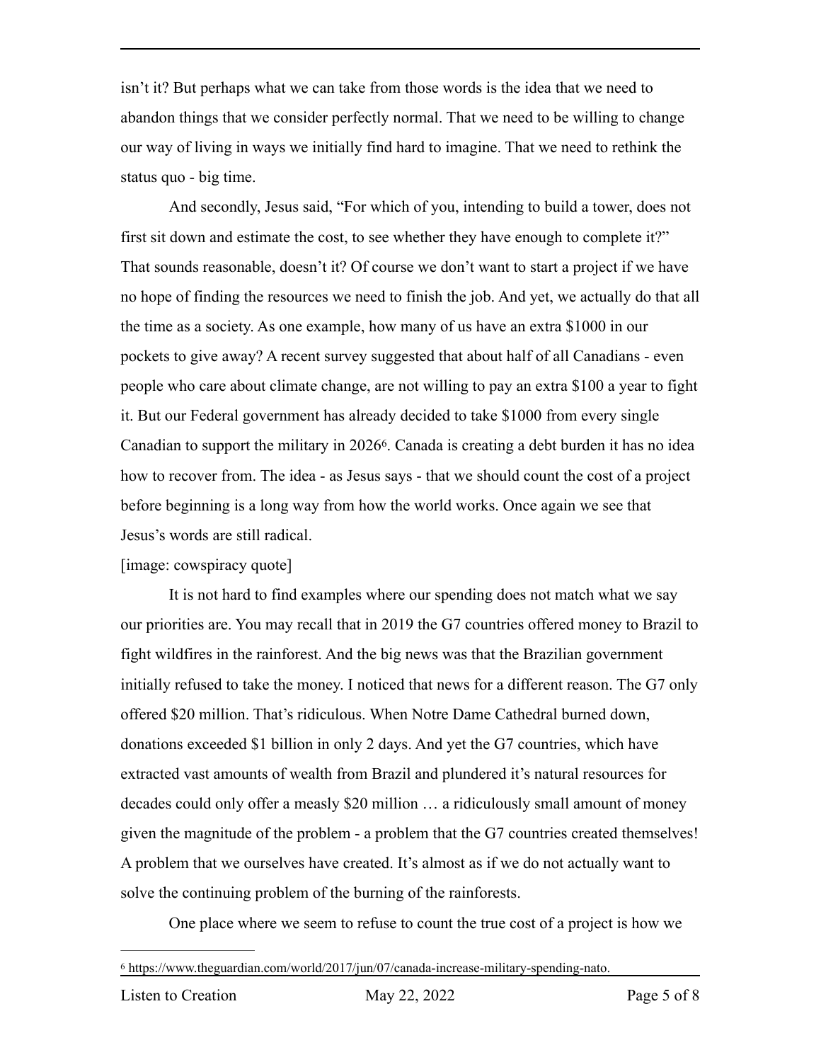isn’t it? But perhaps what we can take from those words is the idea that we need to abandon things that we consider perfectly normal. That we need to be willing to change our way of living in ways we initially find hard to imagine. That we need to rethink the status quo - big time.

And secondly, Jesus said, “For which of you, intending to build a tower, does not first sit down and estimate the cost, to see whether they have enough to complete it?” That sounds reasonable, doesn’t it? Of course we don’t want to start a project if we have no hope of finding the resources we need to finish the job. And yet, we actually do that all the time as a society. As one example, how many of us have an extra $1000 in our pockets to give away? A recent survey suggested that about half of all Canadians - even people who care about climate change, are not willing to pay an extra $100 a year to fight it. But our Federal government has already decided to take $1000 from every single Canadian to support the military in 2026[6]. Canada is creating a debt burden it has no idea how to recover from. The idea - as Jesus says - that we should count the cost of a project before beginning is a long way from how the world works. Once again we see that Jesus’s words are still radical.

[image: cowspiracy quote]

It is not hard to find examples where our spending does not match what we say our priorities are. You may recall that in 2019 the G7 countries offered money to Brazil to fight wildfires in the rainforest. And the big news was that the Brazilian government initially refused to take the money. I noticed that news for a different reason. The G7 only offered $20 million. That’s ridiculous. When Notre Dame Cathedral burned down, donations exceeded $1 billion in only 2 days. And yet the G7 countries, which have extracted vast amounts of wealth from Brazil and plundered it’s natural resources for decades could only offer a measly $20 million … a ridiculously small amount of money given the magnitude of the problem - a problem that the G7 countries created themselves! A problem that we ourselves have created. It’s almost as if we do not actually want to solve the continuing problem of the burning of the rainforests.

One place where we seem to refuse to count the true cost of a project is how we

[6] https://www.theguardian.com/world/2017/jun/07/canada-increase-military-spending-nato.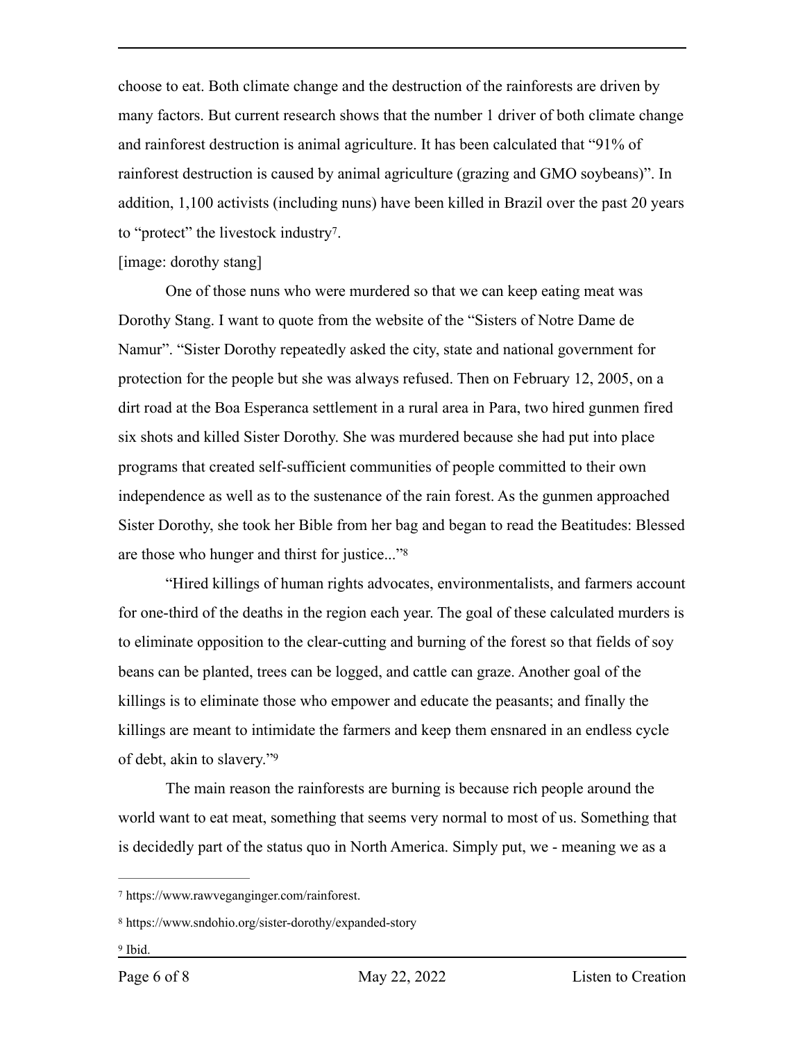choose to eat. Both climate change and the destruction of the rainforests are driven by many factors. But current research shows that the number 1 driver of both climate change and rainforest destruction is animal agriculture. It has been calculated that "91% of rainforest destruction is caused by animal agriculture (grazing and GMO soybeans)". In addition, 1,100 activists (including nuns) have been killed in Brazil over the past 20 years to "protect" the livestock industry[7].

[image: dorothy stang]

One of those nuns who were murdered so that we can keep eating meat was Dorothy Stang. I want to quote from the website of the "Sisters of Notre Dame de Namur". "Sister Dorothy repeatedly asked the city, state and national government for protection for the people but she was always refused. Then on February 12, 2005, on a dirt road at the Boa Esperanca settlement in a rural area in Para, two hired gunmen fired six shots and killed Sister Dorothy. She was murdered because she had put into place programs that created self-sufficient communities of people committed to their own independence as well as to the sustenance of the rain forest. As the gunmen approached Sister Dorothy, she took her Bible from her bag and began to read the Beatitudes: Blessed are those who hunger and thirst for justice..."[8]

"Hired killings of human rights advocates, environmentalists, and farmers account for one-third of the deaths in the region each year. The goal of these calculated murders is to eliminate opposition to the clear-cutting and burning of the forest so that fields of soy beans can be planted, trees can be logged, and cattle can graze. Another goal of the killings is to eliminate those who empower and educate the peasants; and finally the killings are meant to intimidate the farmers and keep them ensnared in an endless cycle of debt, akin to slavery."[9]

The main reason the rainforests are burning is because rich people around the world want to eat meat, something that seems very normal to most of us. Something that is decidedly part of the status quo in North America. Simply put, we - meaning we as a

---

[7] https://www.rawveganginger.com/rainforest.

[8] https://www.sndohio.org/sister-dorothy/expanded-story

[9] Ibid.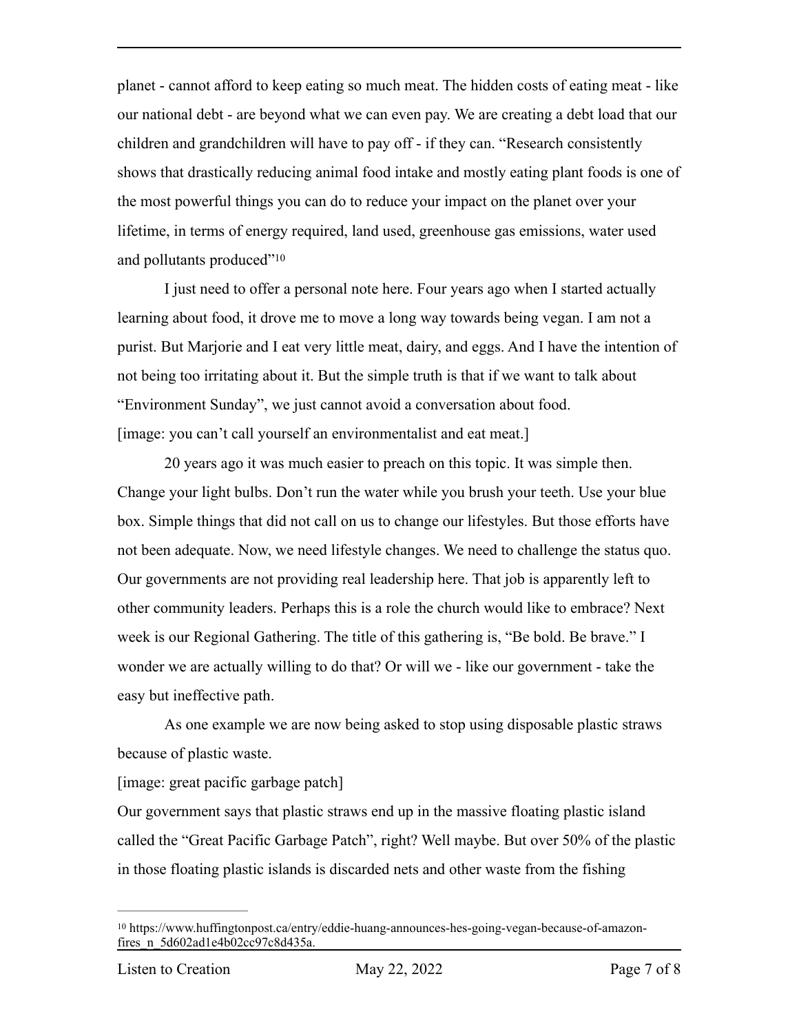planet - cannot afford to keep eating so much meat. The hidden costs of eating meat - like our national debt - are beyond what we can even pay. We are creating a debt load that our children and grandchildren will have to pay off - if they can. "Research consistently shows that drastically reducing animal food intake and mostly eating plant foods is one of the most powerful things you can do to reduce your impact on the planet over your lifetime, in terms of energy required, land used, greenhouse gas emissions, water used and pollutants produced"[10]

I just need to offer a personal note here. Four years ago when I started actually learning about food, it drove me to move a long way towards being vegan. I am not a purist. But Marjorie and I eat very little meat, dairy, and eggs. And I have the intention of not being too irritating about it. But the simple truth is that if we want to talk about "Environment Sunday", we just cannot avoid a conversation about food.

[image: you can't call yourself an environmentalist and eat meat.]

20 years ago it was much easier to preach on this topic. It was simple then. Change your light bulbs. Don't run the water while you brush your teeth. Use your blue box. Simple things that did not call on us to change our lifestyles. But those efforts have not been adequate. Now, we need lifestyle changes. We need to challenge the status quo. Our governments are not providing real leadership here. That job is apparently left to other community leaders. Perhaps this is a role the church would like to embrace? Next week is our Regional Gathering. The title of this gathering is, "Be bold. Be brave." I wonder we are actually willing to do that? Or will we - like our government - take the easy but ineffective path.

As one example we are now being asked to stop using disposable plastic straws because of plastic waste.

[image: great pacific garbage patch]

Our government says that plastic straws end up in the massive floating plastic island called the "Great Pacific Garbage Patch", right? Well maybe. But over 50% of the plastic in those floating plastic islands is discarded nets and other waste from the fishing

---

[10] https://www.huffingtonpost.ca/entry/eddie-huang-announces-hes-going-vegan-because-of-amazon-fires_n_5d602ad1e4b02cc97c8d435a.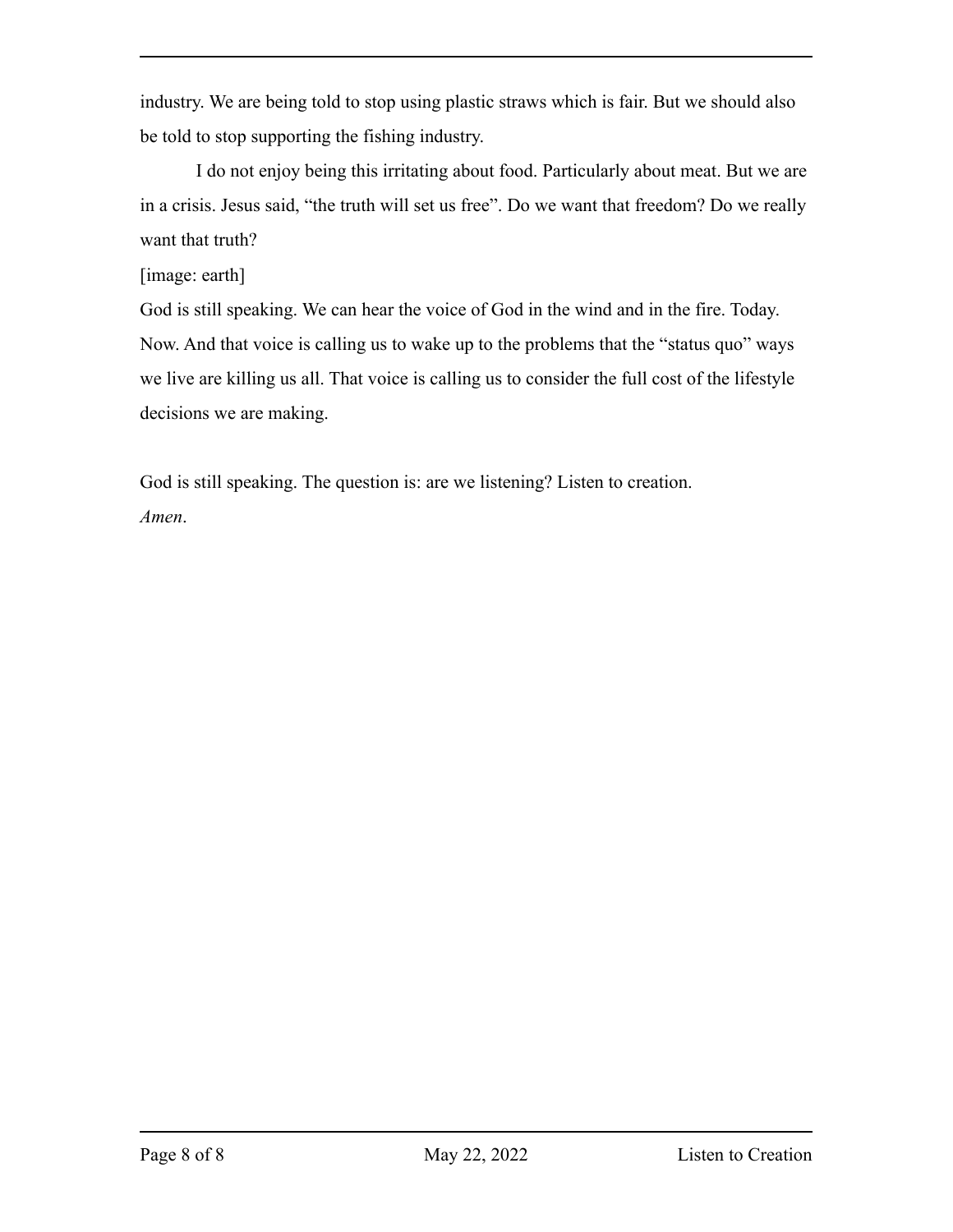industry. We are being told to stop using plastic straws which is fair. But we should also be told to stop supporting the fishing industry.

I do not enjoy being this irritating about food. Particularly about meat. But we are in a crisis. Jesus said, “the truth will set us free”. Do we want that freedom? Do we really want that truth?

[image: earth]

God is still speaking. We can hear the voice of God in the wind and in the fire. Today. Now. And that voice is calling us to wake up to the problems that the “status quo” ways we live are killing us all. That voice is calling us to consider the full cost of the lifestyle decisions we are making.

God is still speaking. The question is: are we listening? Listen to creation.

*Amen*.